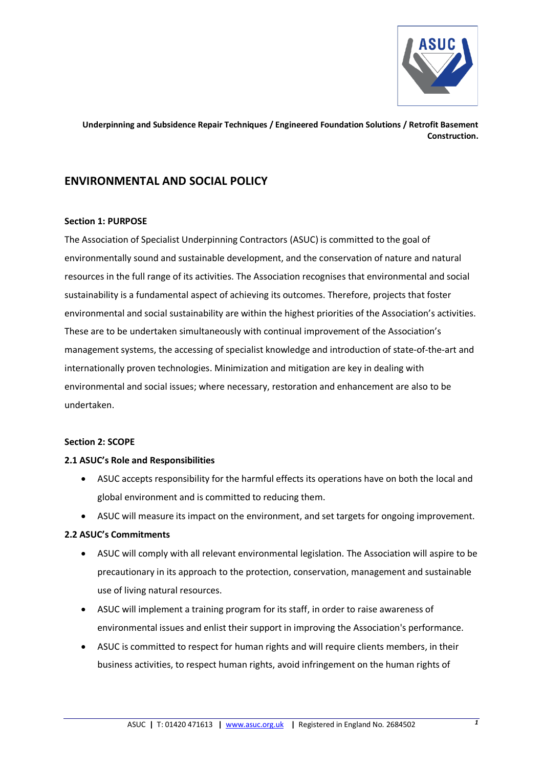**Underpinning and Subsidence Repair Techniques / Engineered Foundation Solutions / Retrofit Basement Construction.**

# ENVIRONMENTAL AND SOCIAL POLICY

**Section 1: PURPOSE**

The Association of Specialist Underpinning Contractors (ASUC) is committed to the goal of environmentally sound and sustainable development, and the conservation of nature and natural resources in the full range of its activities. The Association recognises that environmental and social sustainability is a fundamental aspect of achieving its outcomes. Therefore, projects that foster environmental and social sustainability are within the highest priorities of the Association's activities. These are to be undertaken simultaneously with continual improvement of the Association's management systems, the accessing of specialist knowledge and introduction of state-of-the-art and internationally proven technologies. Minimization and mitigation are key in dealing with environmental and social issues; where necessary, restoration and enhancement are also to be undertaken.

**Section 2: SCOPE**

**2.1 ASUC's Role and Responsibilities**

- ASUC accepts responsibility for the harmful effects its operations have on both the local and global environment and is committed to reducing them.
- ASUC will measure its impact on the environment, and set targets for ongoing improvement.

**2.2 ASUC's Commitments**

- ASUC will comply with all relevant environmental legislation. The Association will aspire to be precautionary in its approach to the protection, conservation, management and sustainable use of living natural resources.
- ASUC will implement a training program for its staff, in order to raise awareness of environmental issues and enlist their support in improving the Association's performance.
- ASUC is committed to respect for human rights and will require clients members, in their business activities, to respect human rights, avoid infringement on the human rights of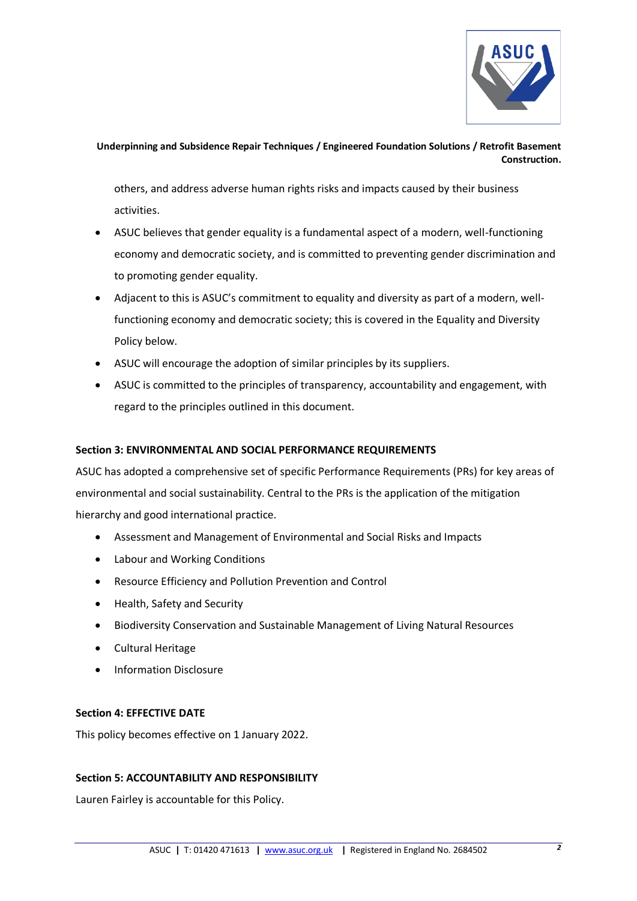others, and address adverse human rights risks and impacts caused by their business activities.

- ASUC believes that gender equality is a fundamental aspect of a modern, well-functioning economy and democratic society, and is committed to preventing gender discrimination and to promoting gender equality.
- Adjacent to this is ASUC's commitment to equality and diversity as part of a modern, well-functioning economy and democratic society; this is covered in the Equality and Diversity Policy below.
- ASUC will encourage the adoption of similar principles by its suppliers.
- ASUC is committed to the principles of transparency, accountability and engagement, with regard to the principles outlined in this document.

**Section 3: ENVIRONMENTAL AND SOCIAL PERFORMANCE REQUIREMENTS**

ASUC has adopted a comprehensive set of specific Performance Requirements (PRs) for key areas of environmental and social sustainability. Central to the PRs is the application of the mitigation hierarchy and good international practice.

- Assessment and Management of Environmental and Social Risks and Impacts
- Labour and Working Conditions
- Resource Efficiency and Pollution Prevention and Control
- Health, Safety and Security
- Biodiversity Conservation and Sustainable Management of Living Natural Resources
- Cultural Heritage
- Information Disclosure

**Section 4: EFFECTIVE DATE**

This policy becomes effective on 1 January 2022.

**Section 5: ACCOUNTABILITY AND RESPONSIBILITY**

Lauren Fairley is accountable for this Policy.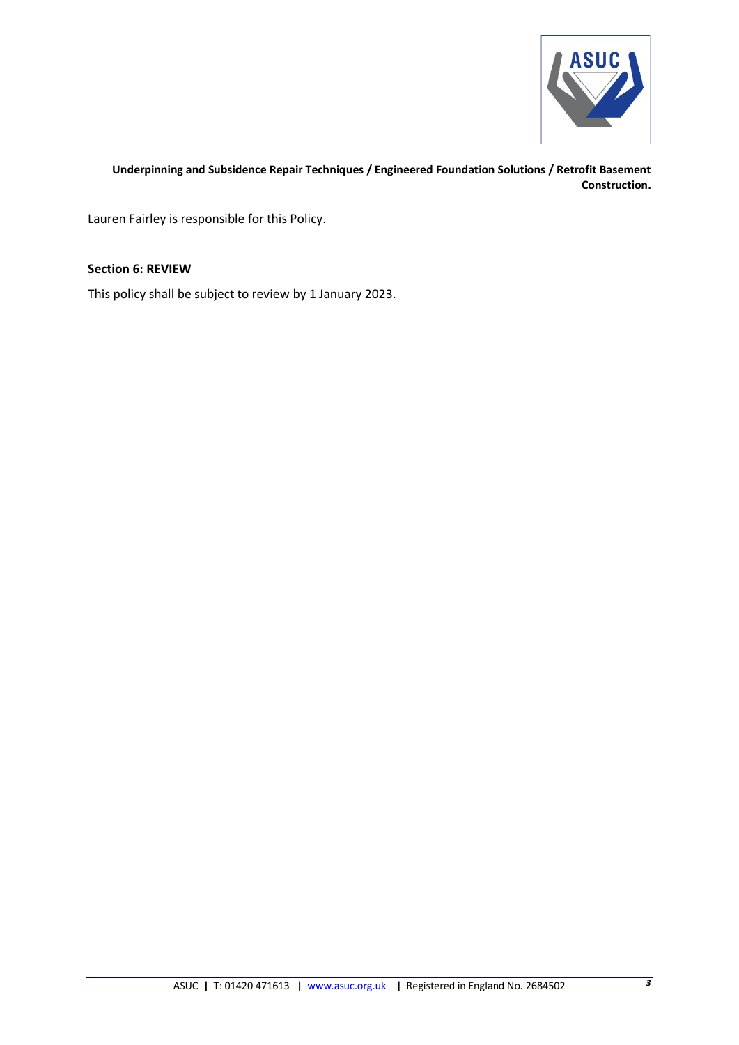Lauren Fairley is responsible for this Policy.

**Section 6: REVIEW**

This policy shall be subject to review by 1 January 2023.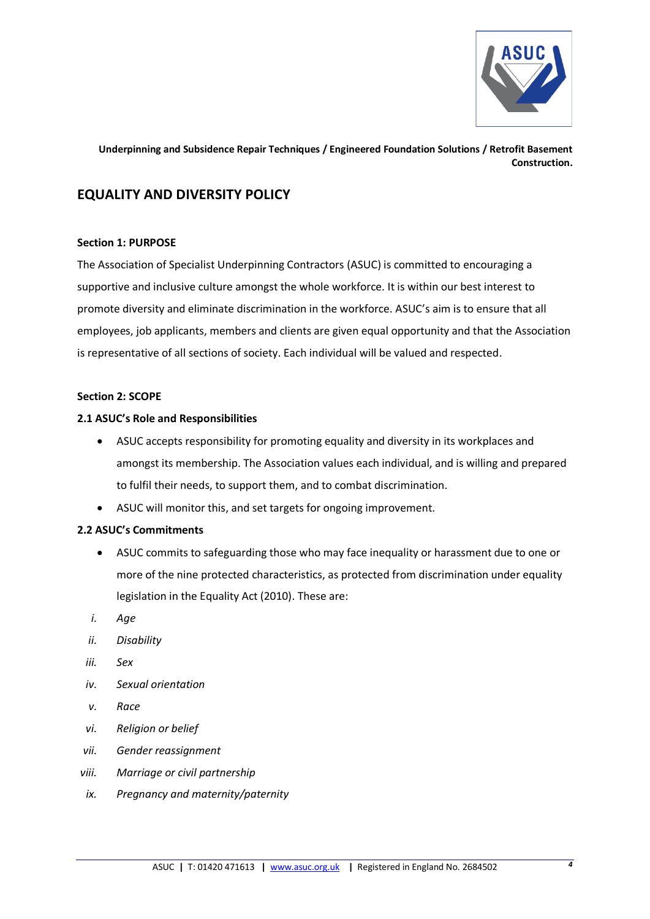Underpinning and Subsidence Repair Techniques / Engineered Foundation Solutions / Retrofit Basement Construction.

## EQUALITY AND DIVERSITY POLICY

### Section 1: PURPOSE

The Association of Specialist Underpinning Contractors (ASUC) is committed to encouraging a supportive and inclusive culture amongst the whole workforce. It is within our best interest to promote diversity and eliminate discrimination in the workforce. ASUC's aim is to ensure that all employees, job applicants, members and clients are given equal opportunity and that the Association is representative of all sections of society. Each individual will be valued and respected.

### Section 2: SCOPE

#### 2.1 ASUC's Role and Responsibilities

- ASUC accepts responsibility for promoting equality and diversity in its workplaces and amongst its membership. The Association values each individual, and is willing and prepared to fulfil their needs, to support them, and to combat discrimination.
- ASUC will monitor this, and set targets for ongoing improvement.

#### 2.2 ASUC's Commitments

- ASUC commits to safeguarding those who may face inequality or harassment due to one or more of the nine protected characteristics, as protected from discrimination under equality legislation in the Equality Act (2010). These are:

i. *Age*
ii. *Disability*
iii. *Sex*
iv. *Sexual orientation*
v. *Race*
vi. *Religion or belief*
vii. *Gender reassignment*
viii. *Marriage or civil partnership*
ix. *Pregnancy and maternity/paternity*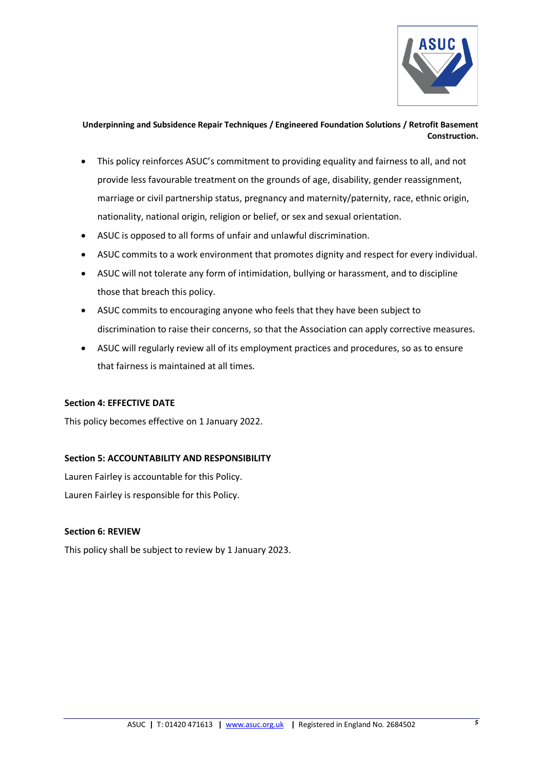**Underpinning and Subsidence Repair Techniques / Engineered Foundation Solutions / Retrofit Basement Construction.**

- This policy reinforces ASUC's commitment to providing equality and fairness to all, and not provide less favourable treatment on the grounds of age, disability, gender reassignment, marriage or civil partnership status, pregnancy and maternity/paternity, race, ethnic origin, nationality, national origin, religion or belief, or sex and sexual orientation.
- ASUC is opposed to all forms of unfair and unlawful discrimination.
- ASUC commits to a work environment that promotes dignity and respect for every individual.
- ASUC will not tolerate any form of intimidation, bullying or harassment, and to discipline those that breach this policy.
- ASUC commits to encouraging anyone who feels that they have been subject to discrimination to raise their concerns, so that the Association can apply corrective measures.
- ASUC will regularly review all of its employment practices and procedures, so as to ensure that fairness is maintained at all times.

**Section 4: EFFECTIVE DATE**

This policy becomes effective on 1 January 2022.

**Section 5: ACCOUNTABILITY AND RESPONSIBILITY**

Lauren Fairley is accountable for this Policy.

Lauren Fairley is responsible for this Policy.

**Section 6: REVIEW**

This policy shall be subject to review by 1 January 2023.